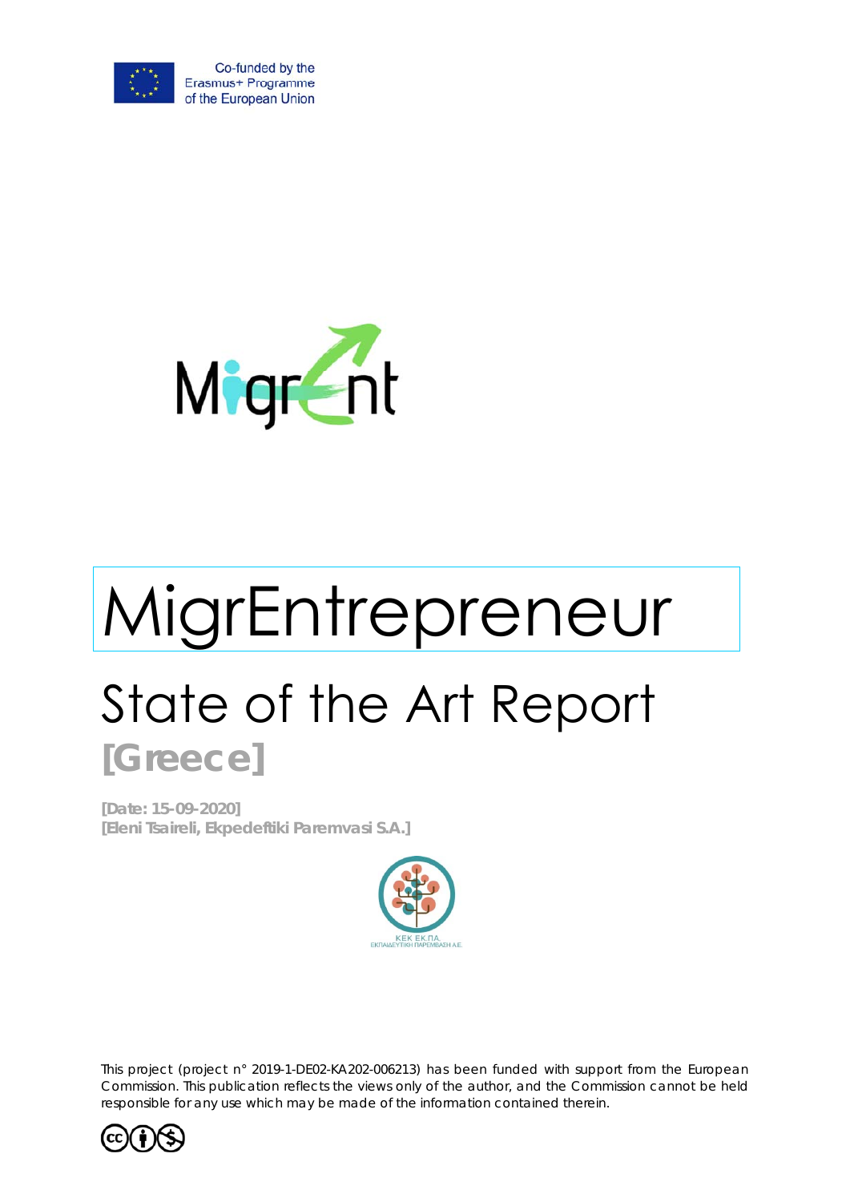Co-funded by the Erasmus+ Programme of the European Union

# MigrEntrepreneur

## State of the Art Report

**[Greece]**

**[Date: 15-09-2020]**
**[Eleni Tsaireli, Ekpedeftiki Paremvasi S.A.]**

ΚΕΚ ΕΚ.ΠΑ.
ΕΚΠΑΙΔΕΥΤΙΚΗ ΠΑΡΕΜΒΑΣΗ Α.Ε.

This project (project n° 2019-1-DE02-KA202-006213) has been funded with support from the European Commission. This publication reflects the views only of the author, and the Commission cannot be held responsible for any use which may be made of the information contained therein.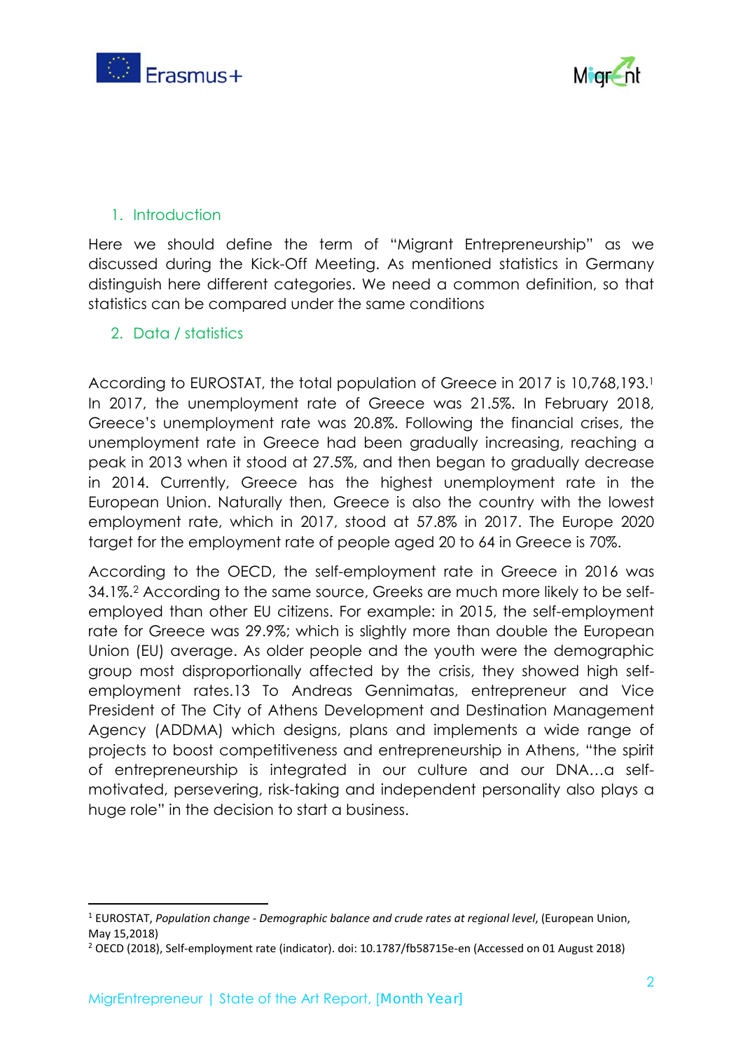## 1. Introduction

Here we should define the term of "Migrant Entrepreneurship" as we discussed during the Kick-Off Meeting. As mentioned statistics in Germany distinguish here different categories. We need a common definition, so that statistics can be compared under the same conditions

## 2. Data / statistics

According to EUROSTAT, the total population of Greece in 2017 is 10,768,193.[1] In 2017, the unemployment rate of Greece was 21.5%. In February 2018, Greece's unemployment rate was 20.8%. Following the financial crises, the unemployment rate in Greece had been gradually increasing, reaching a peak in 2013 when it stood at 27.5%, and then began to gradually decrease in 2014. Currently, Greece has the highest unemployment rate in the European Union. Naturally then, Greece is also the country with the lowest employment rate, which in 2017, stood at 57.8% in 2017. The Europe 2020 target for the employment rate of people aged 20 to 64 in Greece is 70%.

According to the OECD, the self-employment rate in Greece in 2016 was 34.1%.[2] According to the same source, Greeks are much more likely to be self-employed than other EU citizens. For example: in 2015, the self-employment rate for Greece was 29.9%; which is slightly more than double the European Union (EU) average. As older people and the youth were the demographic group most disproportionally affected by the crisis, they showed high self-employment rates.13 To Andreas Gennimatas, entrepreneur and Vice President of The City of Athens Development and Destination Management Agency (ADDMA) which designs, plans and implements a wide range of projects to boost competitiveness and entrepreneurship in Athens, "the spirit of entrepreneurship is integrated in our culture and our DNA…a self-motivated, persevering, risk-taking and independent personality also plays a huge role" in the decision to start a business.

---

[1] EUROSTAT, *Population change - Demographic balance and crude rates at regional level*, (European Union, May 15,2018)

[2] OECD (2018), Self-employment rate (indicator). doi: 10.1787/fb58715e-en (Accessed on 01 August 2018)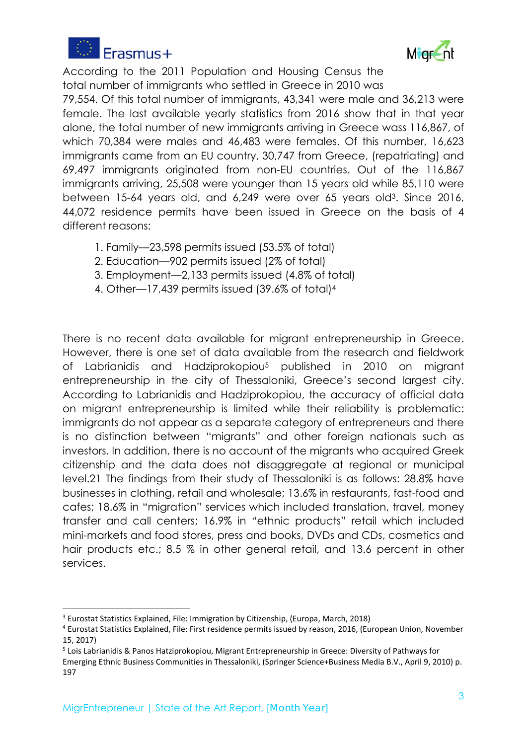According to the 2011 Population and Housing Census the total number of immigrants who settled in Greece in 2010 was 79,554. Of this total number of immigrants, 43,341 were male and 36,213 were female. The last available yearly statistics from 2016 show that in that year alone, the total number of new immigrants arriving in Greece wass 116,867, of which 70,384 were males and 46,483 were females. Of this number, 16,623 immigrants came from an EU country, 30,747 from Greece, (repatriating) and 69,497 immigrants originated from non-EU countries. Out of the 116,867 immigrants arriving, 25,508 were younger than 15 years old while 85,110 were between 15-64 years old, and 6,249 were over 65 years old[3]. Since 2016, 44,072 residence permits have been issued in Greece on the basis of 4 different reasons:

1. Family—23,598 permits issued (53.5% of total)
2. Education—902 permits issued (2% of total)
3. Employment—2,133 permits issued (4.8% of total)
4. Other—17,439 permits issued (39.6% of total)[4]

There is no recent data available for migrant entrepreneurship in Greece. However, there is one set of data available from the research and fieldwork of Labrianidis and Hadziprokopiou[5] published in 2010 on migrant entrepreneurship in the city of Thessaloniki, Greece's second largest city. According to Labrianidis and Hadziprokopiou, the accuracy of official data on migrant entrepreneurship is limited while their reliability is problematic: immigrants do not appear as a separate category of entrepreneurs and there is no distinction between "migrants" and other foreign nationals such as investors. In addition, there is no account of the migrants who acquired Greek citizenship and the data does not disaggregate at regional or municipal level.21 The findings from their study of Thessaloniki is as follows: 28.8% have businesses in clothing, retail and wholesale; 13.6% in restaurants, fast-food and cafes; 18.6% in "migration" services which included translation, travel, money transfer and call centers; 16.9% in "ethnic products" retail which included mini-markets and food stores, press and books, DVDs and CDs, cosmetics and hair products etc.; 8.5 % in other general retail, and 13.6 percent in other services.

---

[3] Eurostat Statistics Explained, File: Immigration by Citizenship, (Europa, March, 2018)

[4] Eurostat Statistics Explained, File: First residence permits issued by reason, 2016, (European Union, November 15, 2017)

[5] Lois Labrianidis & Panos Hatziprokopiou, Migrant Entrepreneurship in Greece: Diversity of Pathways for Emerging Ethnic Business Communities in Thessaloniki, (Springer Science+Business Media B.V., April 9, 2010) p. 197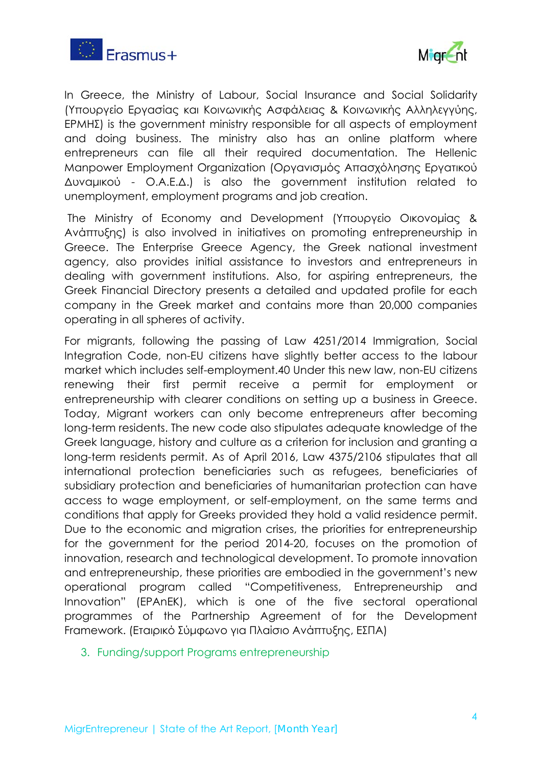In Greece, the Ministry of Labour, Social Insurance and Social Solidarity (Υπουργείο Εργασίας και Κοινωνικής Ασφάλειας & Κοινωνικής Αλληλεγγύης, ΕΡΜΗΣ) is the government ministry responsible for all aspects of employment and doing business. The ministry also has an online platform where entrepreneurs can file all their required documentation. The Hellenic Manpower Employment Organization (Οργανισμός Απασχόλησης Εργατικού Δυναμικού - Ο.Α.Ε.Δ.) is also the government institution related to unemployment, employment programs and job creation.

The Ministry of Economy and Development (Υπουργείο Οικονομίας & Ανάπτυξης) is also involved in initiatives on promoting entrepreneurship in Greece. The Enterprise Greece Agency, the Greek national investment agency, also provides initial assistance to investors and entrepreneurs in dealing with government institutions. Also, for aspiring entrepreneurs, the Greek Financial Directory presents a detailed and updated profile for each company in the Greek market and contains more than 20,000 companies operating in all spheres of activity.

For migrants, following the passing of Law 4251/2014 Immigration, Social Integration Code, non-EU citizens have slightly better access to the labour market which includes self-employment.40 Under this new law, non-EU citizens renewing their first permit receive a permit for employment or entrepreneurship with clearer conditions on setting up a business in Greece. Today, Migrant workers can only become entrepreneurs after becoming long-term residents. The new code also stipulates adequate knowledge of the Greek language, history and culture as a criterion for inclusion and granting a long-term residents permit. As of April 2016, Law 4375/2106 stipulates that all international protection beneficiaries such as refugees, beneficiaries of subsidiary protection and beneficiaries of humanitarian protection can have access to wage employment, or self-employment, on the same terms and conditions that apply for Greeks provided they hold a valid residence permit. Due to the economic and migration crises, the priorities for entrepreneurship for the government for the period 2014-20, focuses on the promotion of innovation, research and technological development. To promote innovation and entrepreneurship, these priorities are embodied in the government's new operational program called "Competitiveness, Entrepreneurship and Innovation" (EPAnEK), which is one of the five sectoral operational programmes of the Partnership Agreement of for the Development Framework. (Εταιρικό Σύμφωνο για Πλαίσιο Ανάπτυξης, ΕΣΠΑ)

## 3. Funding/support Programs entrepreneurship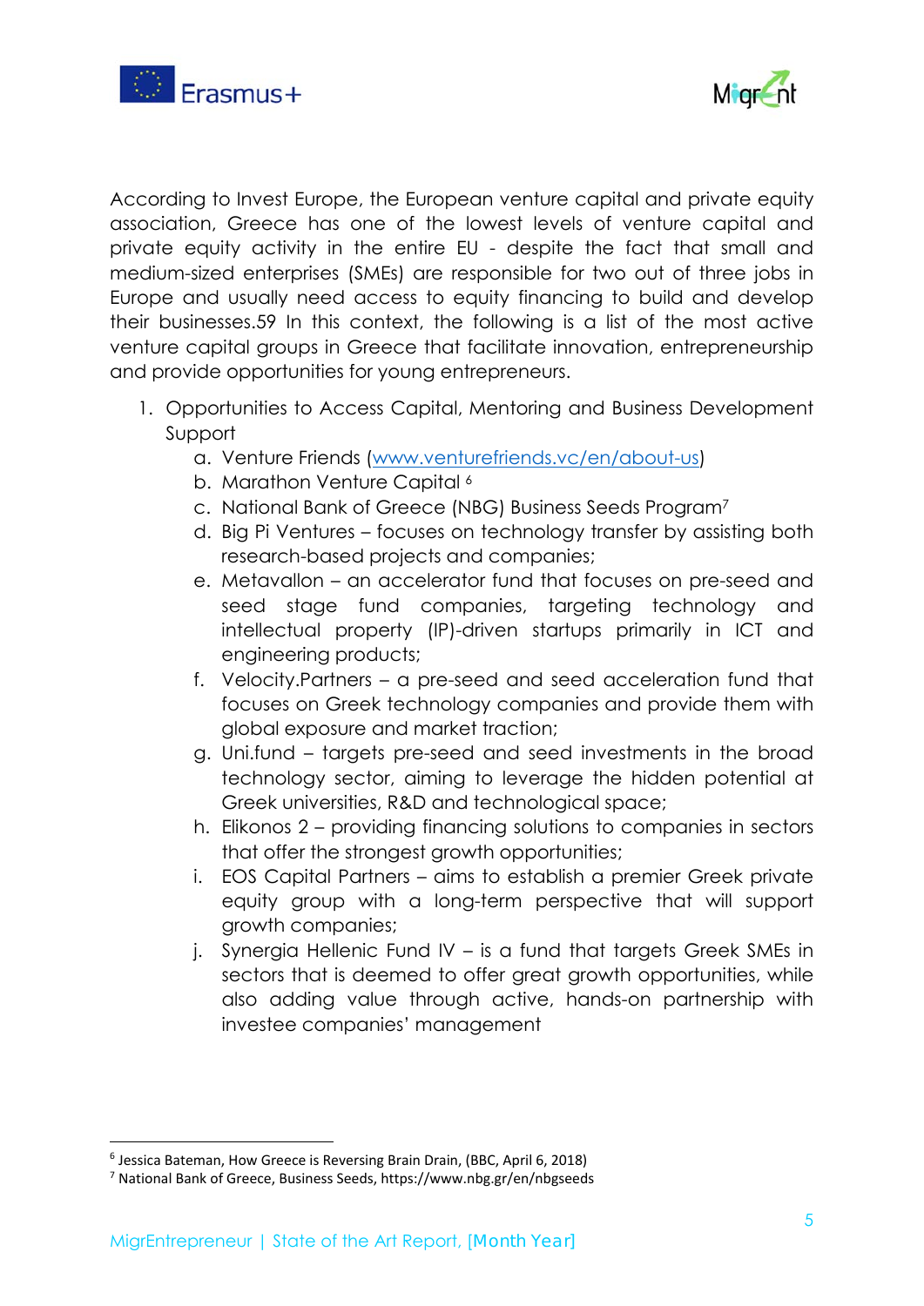According to Invest Europe, the European venture capital and private equity association, Greece has one of the lowest levels of venture capital and private equity activity in the entire EU - despite the fact that small and medium-sized enterprises (SMEs) are responsible for two out of three jobs in Europe and usually need access to equity financing to build and develop their businesses.59 In this context, the following is a list of the most active venture capital groups in Greece that facilitate innovation, entrepreneurship and provide opportunities for young entrepreneurs.

1. Opportunities to Access Capital, Mentoring and Business Development Support
   a. Venture Friends ([www.venturefriends.vc/en/about-us](http://www.venturefriends.vc/en/about-us))
   b. Marathon Venture Capital [6]
   c. National Bank of Greece (NBG) Business Seeds Program[7]
   d. Big Pi Ventures – focuses on technology transfer by assisting both research-based projects and companies;
   e. Metavallon – an accelerator fund that focuses on pre-seed and seed stage fund companies, targeting technology and intellectual property (IP)-driven startups primarily in ICT and engineering products;
   f. Velocity.Partners – a pre-seed and seed acceleration fund that focuses on Greek technology companies and provide them with global exposure and market traction;
   g. Uni.fund – targets pre-seed and seed investments in the broad technology sector, aiming to leverage the hidden potential at Greek universities, R&D and technological space;
   h. Elikonos 2 – providing financing solutions to companies in sectors that offer the strongest growth opportunities;
   i. EOS Capital Partners – aims to establish a premier Greek private equity group with a long-term perspective that will support growth companies;
   j. Synergia Hellenic Fund IV – is a fund that targets Greek SMEs in sectors that is deemed to offer great growth opportunities, while also adding value through active, hands-on partnership with investee companies' management

---

[6] Jessica Bateman, How Greece is Reversing Brain Drain, (BBC, April 6, 2018)

[7] National Bank of Greece, Business Seeds, https://www.nbg.gr/en/nbgseeds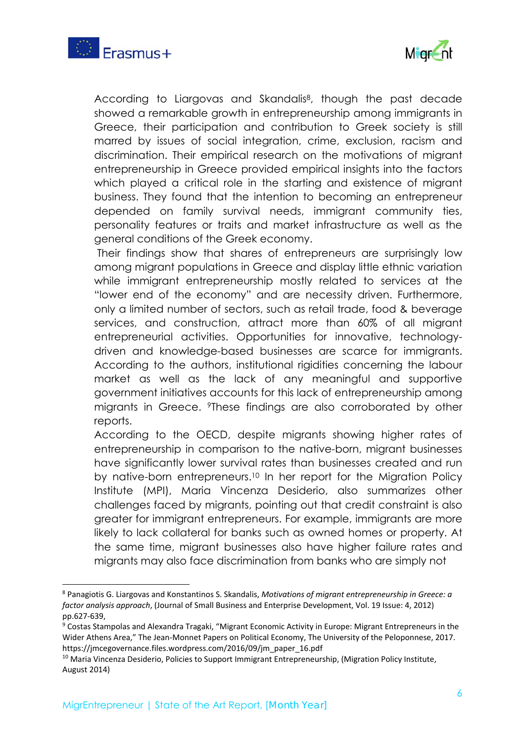According to Liargovas and Skandalis[8], though the past decade showed a remarkable growth in entrepreneurship among immigrants in Greece, their participation and contribution to Greek society is still marred by issues of social integration, crime, exclusion, racism and discrimination. Their empirical research on the motivations of migrant entrepreneurship in Greece provided empirical insights into the factors which played a critical role in the starting and existence of migrant business. They found that the intention to becoming an entrepreneur depended on family survival needs, immigrant community ties, personality features or traits and market infrastructure as well as the general conditions of the Greek economy.

Their findings show that shares of entrepreneurs are surprisingly low among migrant populations in Greece and display little ethnic variation while immigrant entrepreneurship mostly related to services at the "lower end of the economy" and are necessity driven. Furthermore, only a limited number of sectors, such as retail trade, food & beverage services, and construction, attract more than 60% of all migrant entrepreneurial activities. Opportunities for innovative, technology-driven and knowledge-based businesses are scarce for immigrants. According to the authors, institutional rigidities concerning the labour market as well as the lack of any meaningful and supportive government initiatives accounts for this lack of entrepreneurship among migrants in Greece. [9]These findings are also corroborated by other reports.

According to the OECD, despite migrants showing higher rates of entrepreneurship in comparison to the native-born, migrant businesses have significantly lower survival rates than businesses created and run by native-born entrepreneurs.[10] In her report for the Migration Policy Institute (MPI), Maria Vincenza Desiderio, also summarizes other challenges faced by migrants, pointing out that credit constraint is also greater for immigrant entrepreneurs. For example, immigrants are more likely to lack collateral for banks such as owned homes or property. At the same time, migrant businesses also have higher failure rates and migrants may also face discrimination from banks who are simply not

---

[8] Panagiotis G. Liargovas and Konstantinos S. Skandalis, *Motivations of migrant entrepreneurship in Greece: a factor analysis approach*, (Journal of Small Business and Enterprise Development, Vol. 19 Issue: 4, 2012) pp.627-639,

[9] Costas Stampolas and Alexandra Tragaki, "Migrant Economic Activity in Europe: Migrant Entrepreneurs in the Wider Athens Area," The Jean-Monnet Papers on Political Economy, The University of the Peloponnese, 2017. https://jmcegovernance.files.wordpress.com/2016/09/jm_paper_16.pdf

[10] Maria Vincenza Desiderio, Policies to Support Immigrant Entrepreneurship, (Migration Policy Institute, August 2014)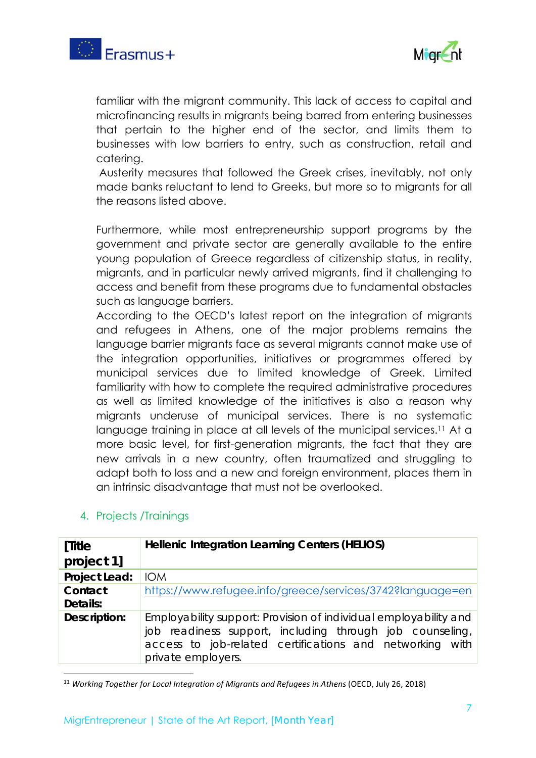familiar with the migrant community. This lack of access to capital and microfinancing results in migrants being barred from entering businesses that pertain to the higher end of the sector, and limits them to businesses with low barriers to entry, such as construction, retail and catering.

Austerity measures that followed the Greek crises, inevitably, not only made banks reluctant to lend to Greeks, but more so to migrants for all the reasons listed above.

Furthermore, while most entrepreneurship support programs by the government and private sector are generally available to the entire young population of Greece regardless of citizenship status, in reality, migrants, and in particular newly arrived migrants, find it challenging to access and benefit from these programs due to fundamental obstacles such as language barriers.

According to the OECD's latest report on the integration of migrants and refugees in Athens, one of the major problems remains the language barrier migrants face as several migrants cannot make use of the integration opportunities, initiatives or programmes offered by municipal services due to limited knowledge of Greek. Limited familiarity with how to complete the required administrative procedures as well as limited knowledge of the initiatives is also a reason why migrants underuse of municipal services. There is no systematic language training in place at all levels of the municipal services.[11] At a more basic level, for first-generation migrants, the fact that they are new arrivals in a new country, often traumatized and struggling to adapt both to loss and a new and foreign environment, places them in an intrinsic disadvantage that must not be overlooked.

## 4. Projects /Trainings

| [Title project 1] | Hellenic Integration Learning Centers (HELIOS) |
|---|---|
| **Project Lead:** | IOM |
| **Contact Details:** | https://www.refugee.info/greece/services/3742?language=en |
| **Description:** | Employability support: Provision of individual employability and job readiness support, including through job counseling, access to job-related certifications and networking with private employers. |

[11] *Working Together for Local Integration of Migrants and Refugees in Athens* (OECD, July 26, 2018)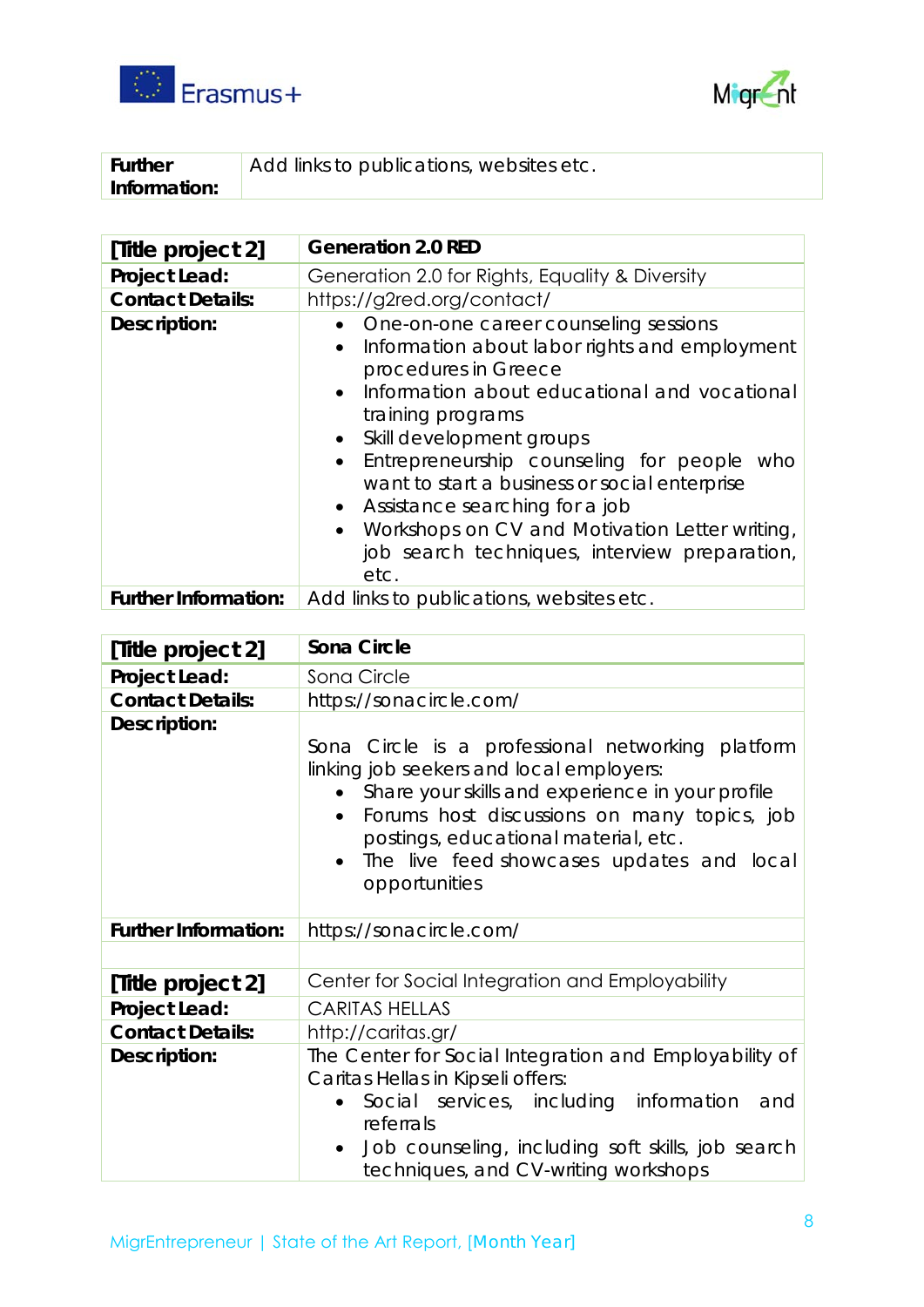| Further Information: | Add links to publications, websites etc. |
|---|---|

| [Title project 2] | **Generation 2.0 RED** |
|---|---|
| **Project Lead:** | Generation 2.0 for Rights, Equality & Diversity |
| **Contact Details:** | https://g2red.org/contact/ |
| **Description:** | • One-on-one career counseling sessions<br>• Information about labor rights and employment procedures in Greece<br>• Information about educational and vocational training programs<br>• Skill development groups<br>• Entrepreneurship counseling for people who want to start a business or social enterprise<br>• Assistance searching for a job<br>• Workshops on CV and Motivation Letter writing, job search techniques, interview preparation, etc. |
| **Further Information:** | Add links to publications, websites etc. |

| [Title project 2] | **Sona Circle** |
|---|---|
| **Project Lead:** | Sona Circle |
| **Contact Details:** | https://sonacircle.com/ |
| **Description:** | Sona Circle is a professional networking platform linking job seekers and local employers:<br>• Share your skills and experience in your profile<br>• Forums host discussions on many topics, job postings, educational material, etc.<br>• The live feed showcases updates and local opportunities |
| **Further Information:** | https://sonacircle.com/ |
| | |
| **[Title project 2]** | Center for Social Integration and Employability |
| **Project Lead:** | CARITAS HELLAS |
| **Contact Details:** | http://caritas.gr/ |
| **Description:** | The Center for Social Integration and Employability of Caritas Hellas in Kipseli offers:<br>• Social services, including information and referrals<br>• Job counseling, including soft skills, job search techniques, and CV-writing workshops |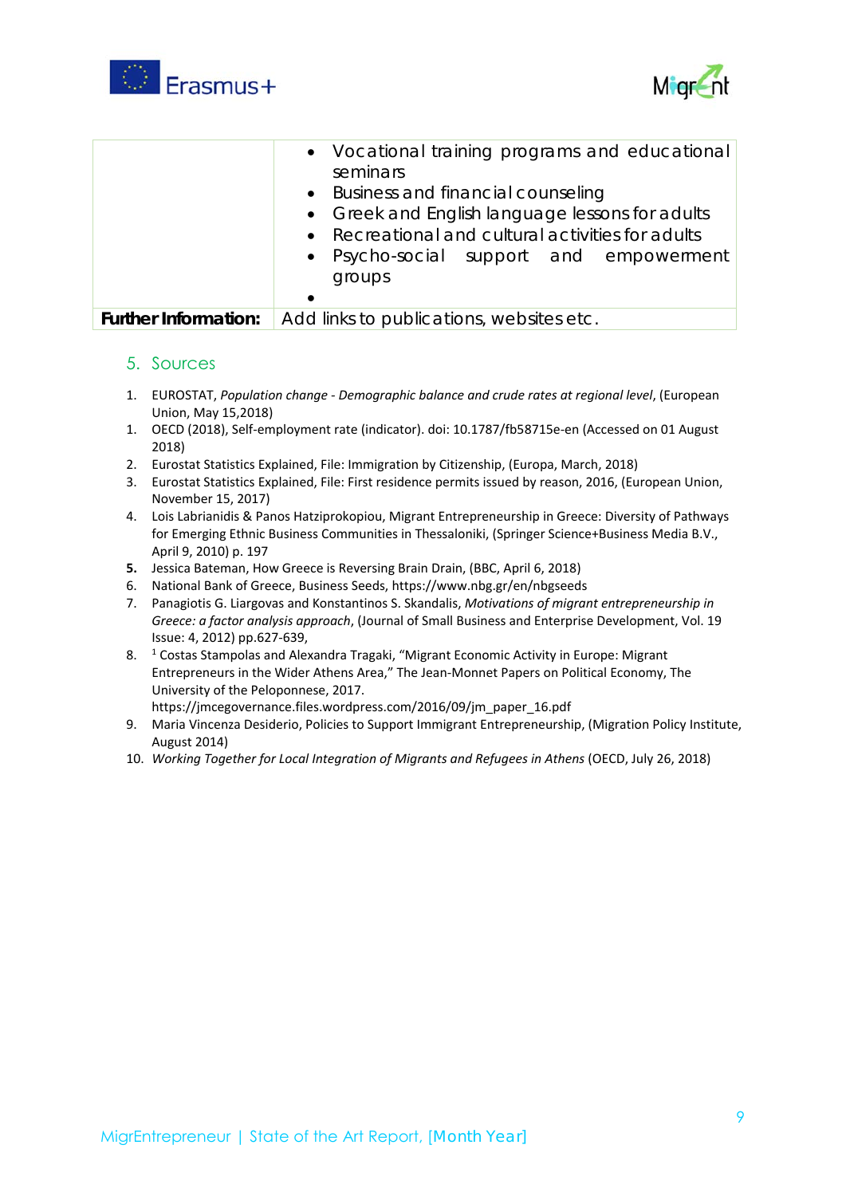| | |
|---|---|
| | • Vocational training programs and educational seminars<br>• Business and financial counseling<br>• Greek and English language lessons for adults<br>• Recreational and cultural activities for adults<br>• Psycho-social support and empowerment groups<br>• |
| **Further Information:** | Add links to publications, websites etc. |

## 5. Sources

1. EUROSTAT, *Population change - Demographic balance and crude rates at regional level*, (European Union, May 15,2018)
1. OECD (2018), Self-employment rate (indicator). doi: 10.1787/fb58715e-en (Accessed on 01 August 2018)
2. Eurostat Statistics Explained, File: Immigration by Citizenship, (Europa, March, 2018)
3. Eurostat Statistics Explained, File: First residence permits issued by reason, 2016, (European Union, November 15, 2017)
4. Lois Labrianidis & Panos Hatziprokopiou, Migrant Entrepreneurship in Greece: Diversity of Pathways for Emerging Ethnic Business Communities in Thessaloniki, (Springer Science+Business Media B.V., April 9, 2010) p. 197
5. Jessica Bateman, How Greece is Reversing Brain Drain, (BBC, April 6, 2018)
6. National Bank of Greece, Business Seeds, https://www.nbg.gr/en/nbgseeds
7. Panagiotis G. Liargovas and Konstantinos S. Skandalis, *Motivations of migrant entrepreneurship in Greece: a factor analysis approach*, (Journal of Small Business and Enterprise Development, Vol. 19 Issue: 4, 2012) pp.627-639,
8. [1] Costas Stampolas and Alexandra Tragaki, "Migrant Economic Activity in Europe: Migrant Entrepreneurs in the Wider Athens Area," The Jean-Monnet Papers on Political Economy, The University of the Peloponnese, 2017. https://jmcegovernance.files.wordpress.com/2016/09/jm_paper_16.pdf
9. Maria Vincenza Desiderio, Policies to Support Immigrant Entrepreneurship, (Migration Policy Institute, August 2014)
10. *Working Together for Local Integration of Migrants and Refugees in Athens* (OECD, July 26, 2018)